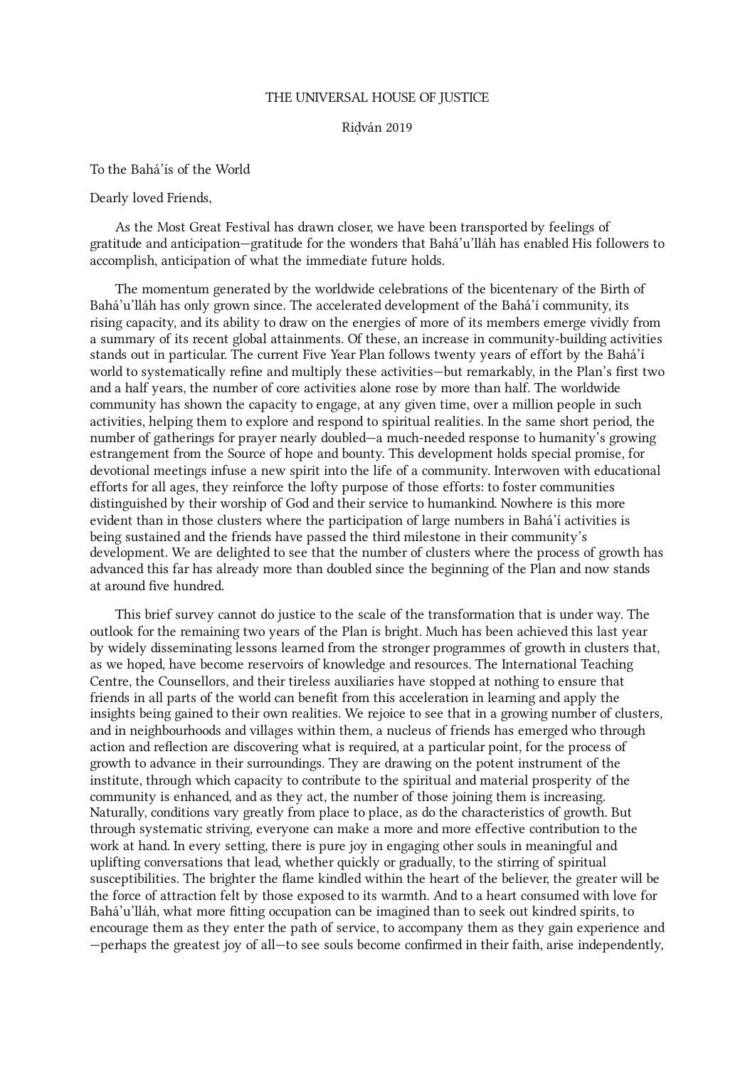THE UNIVERSAL HOUSE OF JUSTICE

Riḍván 2019

To the Bahá'ís of the World

Dearly loved Friends,

As the Most Great Festival has drawn closer, we have been transported by feelings of gratitude and anticipation—gratitude for the wonders that Bahá'u'lláh has enabled His followers to accomplish, anticipation of what the immediate future holds.

The momentum generated by the worldwide celebrations of the bicentenary of the Birth of Bahá'u'lláh has only grown since. The accelerated development of the Bahá'í community, its rising capacity, and its ability to draw on the energies of more of its members emerge vividly from a summary of its recent global attainments. Of these, an increase in community-building activities stands out in particular. The current Five Year Plan follows twenty years of effort by the Bahá'í world to systematically refine and multiply these activities—but remarkably, in the Plan's first two and a half years, the number of core activities alone rose by more than half. The worldwide community has shown the capacity to engage, at any given time, over a million people in such activities, helping them to explore and respond to spiritual realities. In the same short period, the number of gatherings for prayer nearly doubled—a much-needed response to humanity's growing estrangement from the Source of hope and bounty. This development holds special promise, for devotional meetings infuse a new spirit into the life of a community. Interwoven with educational efforts for all ages, they reinforce the lofty purpose of those efforts: to foster communities distinguished by their worship of God and their service to humankind. Nowhere is this more evident than in those clusters where the participation of large numbers in Bahá'í activities is being sustained and the friends have passed the third milestone in their community's development. We are delighted to see that the number of clusters where the process of growth has advanced this far has already more than doubled since the beginning of the Plan and now stands at around five hundred.

This brief survey cannot do justice to the scale of the transformation that is under way. The outlook for the remaining two years of the Plan is bright. Much has been achieved this last year by widely disseminating lessons learned from the stronger programmes of growth in clusters that, as we hoped, have become reservoirs of knowledge and resources. The International Teaching Centre, the Counsellors, and their tireless auxiliaries have stopped at nothing to ensure that friends in all parts of the world can benefit from this acceleration in learning and apply the insights being gained to their own realities. We rejoice to see that in a growing number of clusters, and in neighbourhoods and villages within them, a nucleus of friends has emerged who through action and reflection are discovering what is required, at a particular point, for the process of growth to advance in their surroundings. They are drawing on the potent instrument of the institute, through which capacity to contribute to the spiritual and material prosperity of the community is enhanced, and as they act, the number of those joining them is increasing. Naturally, conditions vary greatly from place to place, as do the characteristics of growth. But through systematic striving, everyone can make a more and more effective contribution to the work at hand. In every setting, there is pure joy in engaging other souls in meaningful and uplifting conversations that lead, whether quickly or gradually, to the stirring of spiritual susceptibilities. The brighter the flame kindled within the heart of the believer, the greater will be the force of attraction felt by those exposed to its warmth. And to a heart consumed with love for Bahá'u'lláh, what more fitting occupation can be imagined than to seek out kindred spirits, to encourage them as they enter the path of service, to accompany them as they gain experience and—perhaps the greatest joy of all—to see souls become confirmed in their faith, arise independently,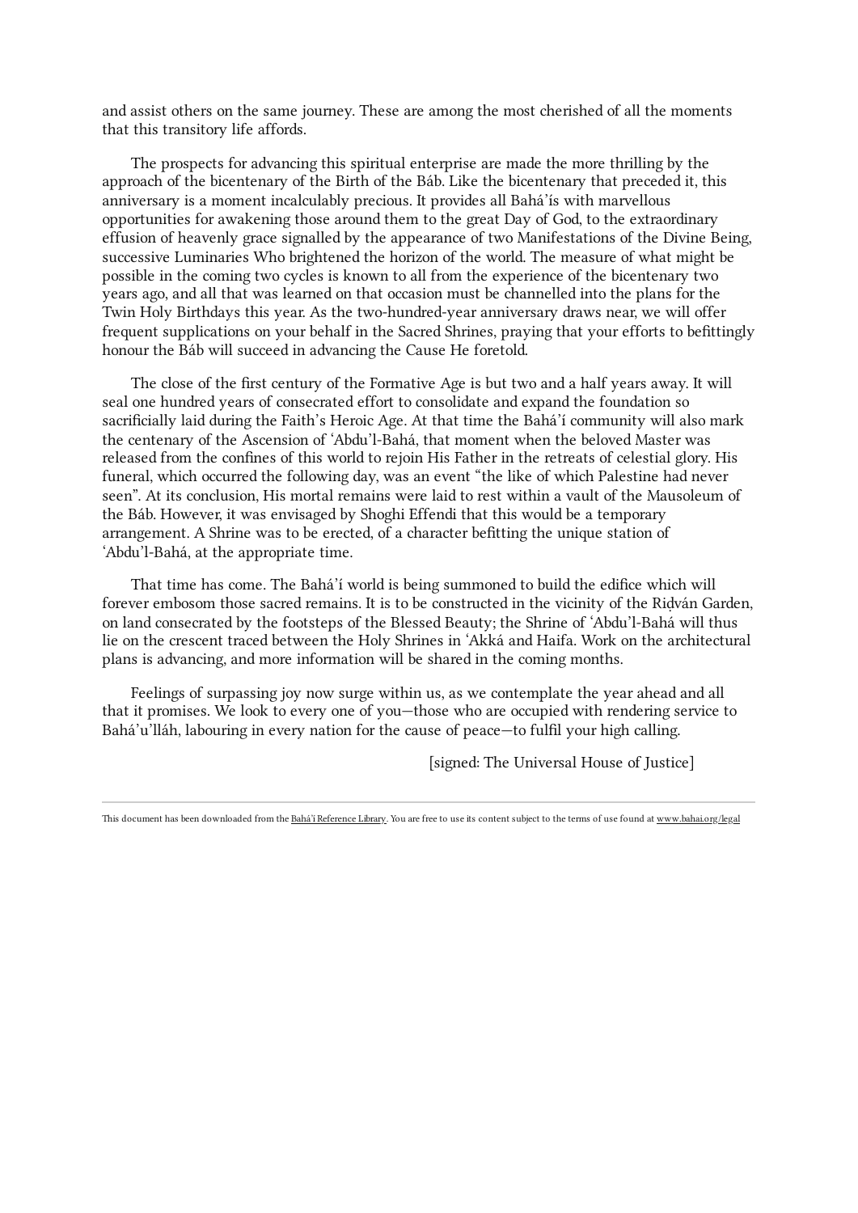and assist others on the same journey. These are among the most cherished of all the moments that this transitory life affords.

The prospects for advancing this spiritual enterprise are made the more thrilling by the approach of the bicentenary of the Birth of the Báb. Like the bicentenary that preceded it, this anniversary is a moment incalculably precious. It provides all Bahá'ís with marvellous opportunities for awakening those around them to the great Day of God, to the extraordinary effusion of heavenly grace signalled by the appearance of two Manifestations of the Divine Being, successive Luminaries Who brightened the horizon of the world. The measure of what might be possible in the coming two cycles is known to all from the experience of the bicentenary two years ago, and all that was learned on that occasion must be channelled into the plans for the Twin Holy Birthdays this year. As the two-hundred-year anniversary draws near, we will offer frequent supplications on your behalf in the Sacred Shrines, praying that your efforts to befittingly honour the Báb will succeed in advancing the Cause He foretold.

The close of the first century of the Formative Age is but two and a half years away. It will seal one hundred years of consecrated effort to consolidate and expand the foundation so sacrificially laid during the Faith's Heroic Age. At that time the Bahá'í community will also mark the centenary of the Ascension of 'Abdu'l-Bahá, that moment when the beloved Master was released from the confines of this world to rejoin His Father in the retreats of celestial glory. His funeral, which occurred the following day, was an event "the like of which Palestine had never seen". At its conclusion, His mortal remains were laid to rest within a vault of the Mausoleum of the Báb. However, it was envisaged by Shoghi Effendi that this would be a temporary arrangement. A Shrine was to be erected, of a character befitting the unique station of 'Abdu'l-Bahá, at the appropriate time.

That time has come. The Bahá'í world is being summoned to build the edifice which will forever embosom those sacred remains. It is to be constructed in the vicinity of the Riḍván Garden, on land consecrated by the footsteps of the Blessed Beauty; the Shrine of 'Abdu'l-Bahá will thus lie on the crescent traced between the Holy Shrines in 'Akká and Haifa. Work on the architectural plans is advancing, and more information will be shared in the coming months.

Feelings of surpassing joy now surge within us, as we contemplate the year ahead and all that it promises. We look to every one of you—those who are occupied with rendering service to Bahá'u'lláh, labouring in every nation for the cause of peace—to fulfil your high calling.

[signed: The Universal House of Justice]

This document has been downloaded from the Bahá'í Reference Library. You are free to use its content subject to the terms of use found at www.bahai.org/legal